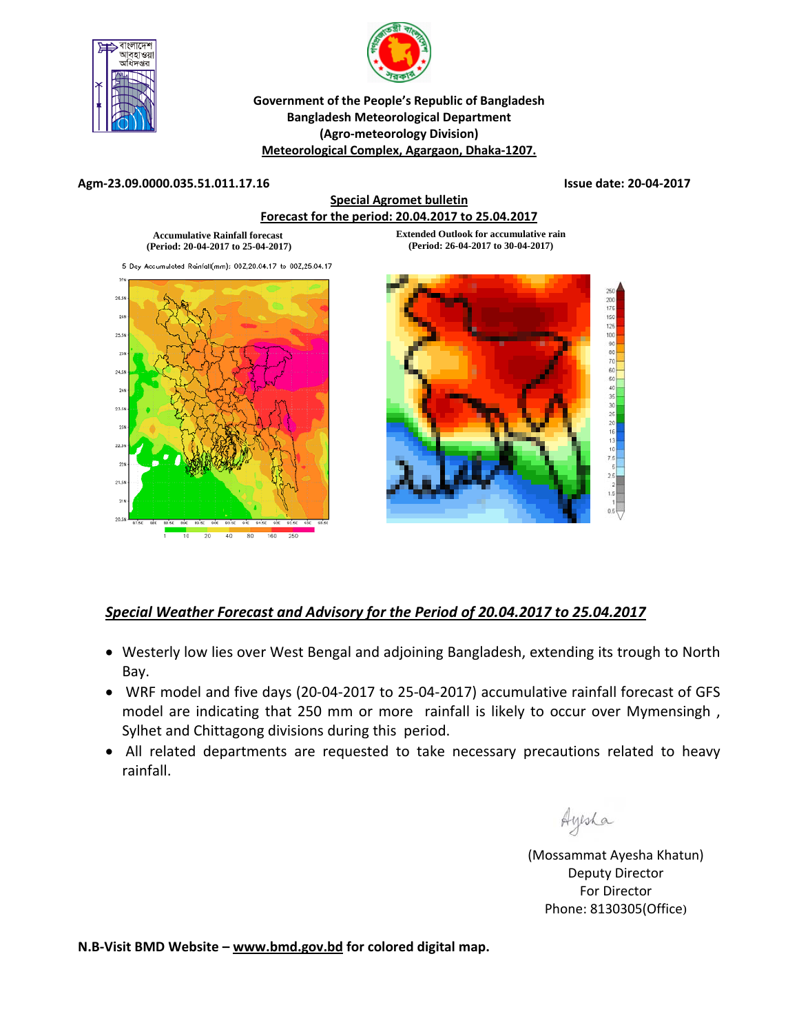**Government of the People's Republic of Bangladesh**
**Bangladesh Meteorological Department**
**(Agro-meteorology Division)**
**Meteorological Complex, Agargaon, Dhaka-1207.**

**Agm-23.09.0000.035.51.011.17.16** **Issue date: 20-04-2017**

## Special Agromet bulletin

## Forecast for the period: 20.04.2017 to 25.04.2017

**Accumulative Rainfall forecast (Period: 20-04-2017 to 25-04-2017)**

**Extended Outlook for accumulative rain (Period: 26-04-2017 to 30-04-2017)**

### *Special Weather Forecast and Advisory for the Period of 20.04.2017 to 25.04.2017*

- Westerly low lies over West Bengal and adjoining Bangladesh, extending its trough to North Bay.
- WRF model and five days (20-04-2017 to 25-04-2017) accumulative rainfall forecast of GFS model are indicating that 250 mm or more rainfall is likely to occur over Mymensingh , Sylhet and Chittagong divisions during this period.
- All related departments are requested to take necessary precautions related to heavy rainfall.

Ayesha

(Mossammat Ayesha Khatun)
Deputy Director
For Director
Phone: 8130305(Office)

**N.B-Visit BMD Website – www.bmd.gov.bd for colored digital map.**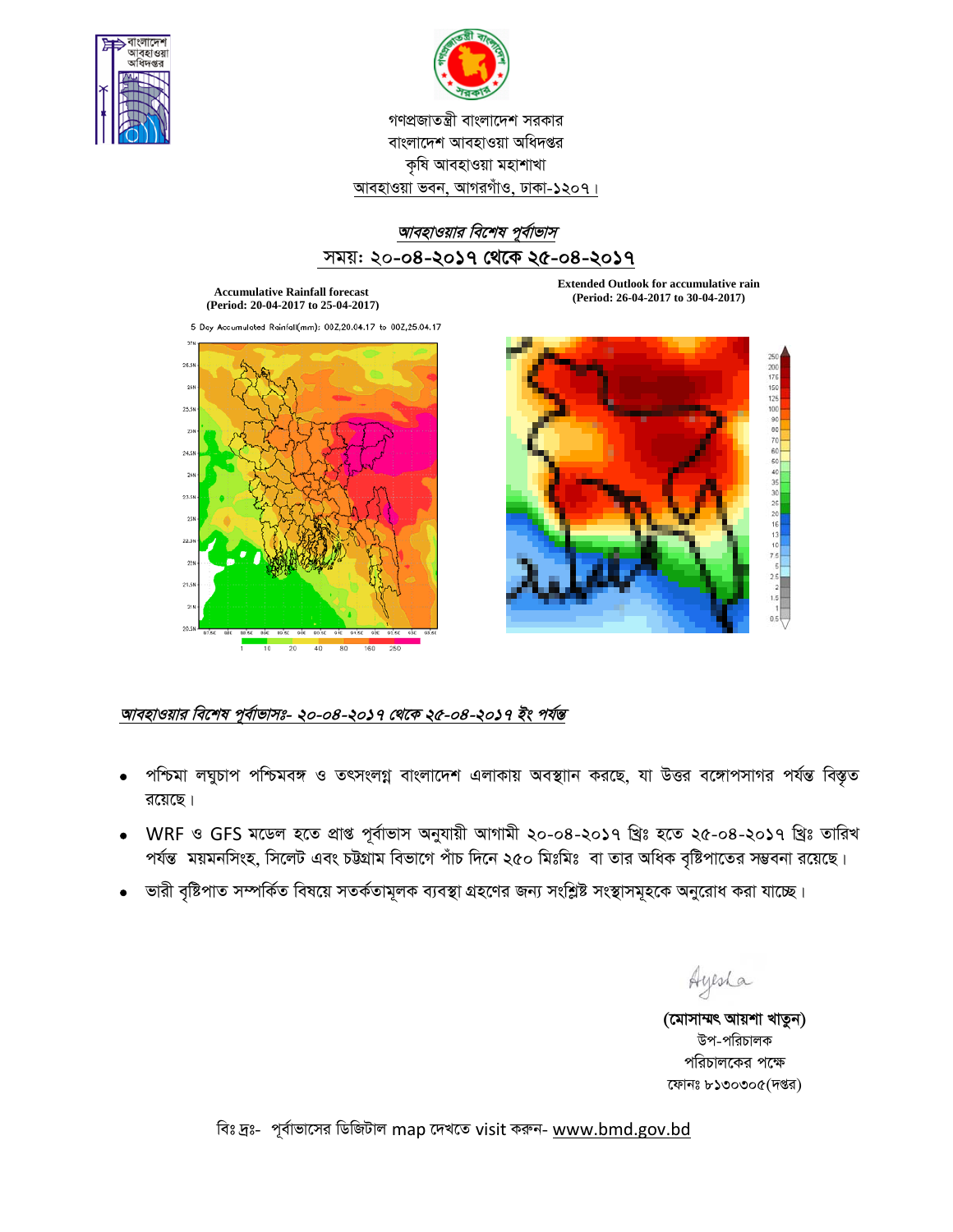বাংলাদেশ আবহাওয়া অধিদপ্তর

গণপ্রজাতন্ত্রী বাংলাদেশ সরকার
বাংলাদেশ আবহাওয়া অধিদপ্তর
কৃষি আবহাওয়া মহাশাখা
আবহাওয়া ভবন, আগরগাঁও, ঢাকা-১২০৭।

## *আবহাওয়ার বিশেষ পূর্বাভাস*

## সময়: ২০-০৪-২০১৭ থেকে ২৫-০৪-২০১৭

**Accumulative Rainfall forecast**
**(Period: 20-04-2017 to 25-04-2017)**

5 Day Accumulated Rainfall(mm): 00Z,20.04.17 to 00Z,25.04.17

1 10 20 40 80 160 250

**Extended Outlook for accumulative rain**
**(Period: 26-04-2017 to 30-04-2017)**

250 200 175 150 125 100 90 80 70 60 50 40 35 30 25 20 15 13 10 7.5 5 2.5 2 1.5 1 0.5

### *আবহাওয়ার বিশেষ পূর্বাভাসঃ- ২০-০৪-২০১৭ থেকে ২৫-০৪-২০১৭ ইং পর্যন্ত*

- পশ্চিমা লঘুচাপ পশ্চিমবঙ্গ ও তৎসংলগ্ন বাংলাদেশ এলাকায় অবস্থান করছে, যা উত্তর বঙ্গোপসাগর পর্যন্ত বিস্তৃত রয়েছে।
- WRF ও GFS মডেল হতে প্রাপ্ত পূর্বাভাস অনুযায়ী আগামী ২০-০৪-২০১৭ খ্রিঃ হতে ২৫-০৪-২০১৭ খ্রিঃ তারিখ পর্যন্ত ময়মনসিংহ, সিলেট এবং চট্টগ্রাম বিভাগে পাঁচ দিনে ২৫০ মিঃমিঃ বা তার অধিক বৃষ্টিপাতের সম্ভবনা রয়েছে।
- ভারী বৃষ্টিপাত সম্পর্কিত বিষয়ে সতর্কতামূলক ব্যবস্থা গ্রহণের জন্য সংশ্লিষ্ট সংস্থাসমূহকে অনুরোধ করা যাচ্ছে।

Ayesha

**(মোসাম্মৎ আয়শা খাতুন)**
উপ-পরিচালক
পরিচালকের পক্ষে
ফোনঃ ৮১৩০৩০৫(দপ্তর)

বিঃ দ্রঃ- পূর্বাভাসের ডিজিটাল map দেখতে visit করুন- www.bmd.gov.bd